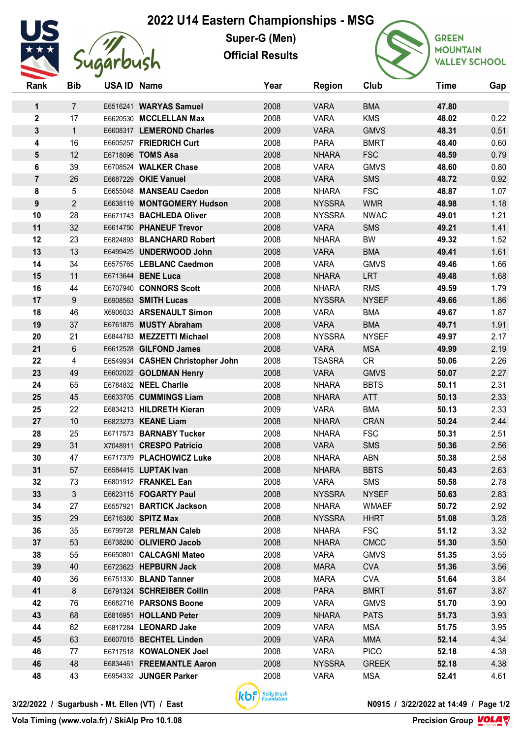# 2022 U14 Eastern Championships - MSG

## Super-G (Men)

## Official Results

| Rank | Bib | USA ID | Name | Year | Region | Club | Time | Gap |
|---|---|---|---|---|---|---|---|---|
| 1 | 7 | E6516241 | **WARYAS Samuel** | 2008 | VARA | BMA | **47.80** | |
| 2 | 17 | E6620530 | **MCCLELLAN Max** | 2008 | VARA | KMS | **48.02** | 0.22 |
| 3 | 1 | E6608317 | **LEMEROND Charles** | 2009 | VARA | GMVS | **48.31** | 0.51 |
| 4 | 16 | E6605257 | **FRIEDRICH Curt** | 2008 | PARA | BMRT | **48.40** | 0.60 |
| 5 | 12 | E6718096 | **TOMS Asa** | 2008 | NHARA | FSC | **48.59** | 0.79 |
| 6 | 39 | E6708524 | **WALKER Chase** | 2008 | VARA | GMVS | **48.60** | 0.80 |
| 7 | 26 | E6687229 | **OKIE Vanuel** | 2008 | VARA | SMS | **48.72** | 0.92 |
| 8 | 5 | E6655048 | **MANSEAU Caedon** | 2008 | NHARA | FSC | **48.87** | 1.07 |
| 9 | 2 | E6638119 | **MONTGOMERY Hudson** | 2008 | NYSSRA | WMR | **48.98** | 1.18 |
| 10 | 28 | E6671743 | **BACHLEDA Oliver** | 2008 | NYSSRA | NWAC | **49.01** | 1.21 |
| 11 | 32 | E6614750 | **PHANEUF Trevor** | 2008 | VARA | SMS | **49.21** | 1.41 |
| 12 | 23 | E6824893 | **BLANCHARD Robert** | 2008 | NHARA | BW | **49.32** | 1.52 |
| 13 | 13 | E6499425 | **UNDERWOOD John** | 2008 | VARA | BMA | **49.41** | 1.61 |
| 14 | 34 | E6575765 | **LEBLANC Caedmon** | 2008 | VARA | GMVS | **49.46** | 1.66 |
| 15 | 11 | E6713644 | **BENE Luca** | 2008 | NHARA | LRT | **49.48** | 1.68 |
| 16 | 44 | E6707940 | **CONNORS Scott** | 2008 | NHARA | RMS | **49.59** | 1.79 |
| 17 | 9 | E6908563 | **SMITH Lucas** | 2008 | NYSSRA | NYSEF | **49.66** | 1.86 |
| 18 | 46 | X6906033 | **ARSENAULT Simon** | 2008 | VARA | BMA | **49.67** | 1.87 |
| 19 | 37 | E6761875 | **MUSTY Abraham** | 2008 | VARA | BMA | **49.71** | 1.91 |
| 20 | 21 | E6844783 | **MEZZETTI Michael** | 2008 | NYSSRA | NYSEF | **49.97** | 2.17 |
| 21 | 6 | E6612528 | **GILFOND James** | 2008 | VARA | MSA | **49.99** | 2.19 |
| 22 | 4 | E6549934 | **CASHEN Christopher John** | 2008 | TSASRA | CR | **50.06** | 2.26 |
| 23 | 49 | E6602022 | **GOLDMAN Henry** | 2008 | VARA | GMVS | **50.07** | 2.27 |
| 24 | 65 | E6784832 | **NEEL Charlie** | 2008 | NHARA | BBTS | **50.11** | 2.31 |
| 25 | 45 | E6633705 | **CUMMINGS Liam** | 2008 | NHARA | ATT | **50.13** | 2.33 |
| 25 | 22 | E6834213 | **HILDRETH Kieran** | 2009 | VARA | BMA | **50.13** | 2.33 |
| 27 | 10 | E6823273 | **KEANE Liam** | 2008 | NHARA | CRAN | **50.24** | 2.44 |
| 28 | 25 | E6717573 | **BARNABY Tucker** | 2008 | NHARA | FSC | **50.31** | 2.51 |
| 29 | 31 | X7048911 | **CRESPO Patricio** | 2008 | VARA | SMS | **50.36** | 2.56 |
| 30 | 47 | E6717379 | **PLACHOWICZ Luke** | 2008 | NHARA | ABN | **50.38** | 2.58 |
| 31 | 57 | E6584415 | **LUPTAK Ivan** | 2008 | NHARA | BBTS | **50.43** | 2.63 |
| 32 | 73 | E6801912 | **FRANKEL Ean** | 2008 | VARA | SMS | **50.58** | 2.78 |
| 33 | 3 | E6623115 | **FOGARTY Paul** | 2008 | NYSSRA | NYSEF | **50.63** | 2.83 |
| 34 | 27 | E6557921 | **BARTICK Jackson** | 2008 | NHARA | WMAEF | **50.72** | 2.92 |
| 35 | 29 | E6716380 | **SPITZ Max** | 2008 | NYSSRA | HHRT | **51.08** | 3.28 |
| 36 | 35 | E6799728 | **PERLMAN Caleb** | 2008 | NHARA | FSC | **51.12** | 3.32 |
| 37 | 53 | E6738280 | **OLIVIERO Jacob** | 2008 | NHARA | CMCC | **51.30** | 3.50 |
| 38 | 55 | E6650801 | **CALCAGNI Mateo** | 2008 | VARA | GMVS | **51.35** | 3.55 |
| 39 | 40 | E6723623 | **HEPBURN Jack** | 2008 | MARA | CVA | **51.36** | 3.56 |
| 40 | 36 | E6751330 | **BLAND Tanner** | 2008 | MARA | CVA | **51.64** | 3.84 |
| 41 | 8 | E6791324 | **SCHREIBER Collin** | 2008 | PARA | BMRT | **51.67** | 3.87 |
| 42 | 76 | E6682716 | **PARSONS Boone** | 2009 | VARA | GMVS | **51.70** | 3.90 |
| 43 | 68 | E6816951 | **HOLLAND Peter** | 2009 | NHARA | PATS | **51.73** | 3.93 |
| 44 | 62 | E6817284 | **LEONARD Jake** | 2009 | VARA | MSA | **51.75** | 3.95 |
| 45 | 63 | E6607015 | **BECHTEL Linden** | 2009 | VARA | MMA | **52.14** | 4.34 |
| 46 | 77 | E6717518 | **KOWALONEK Joel** | 2008 | VARA | PICO | **52.18** | 4.38 |
| 46 | 48 | E6834461 | **FREEMANTLE Aaron** | 2008 | NYSSRA | GREEK | **52.18** | 4.38 |
| 48 | 43 | E6954332 | **JUNGER Parker** | 2008 | VARA | MSA | **52.41** | 4.61 |

3/22/2022 / Sugarbush - Mt. Ellen (VT) / East

N0915 / 3/22/2022 at 14:49

Vola Timing (www.vola.fr) / SkiAlp Pro 10.1.08

Precision Group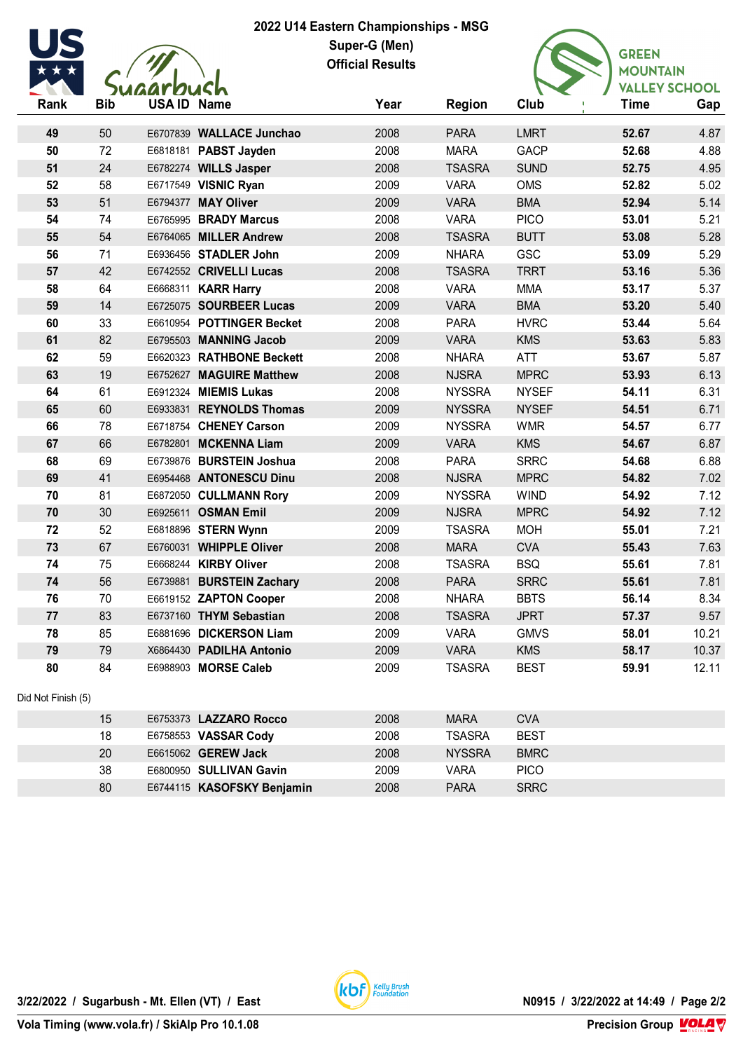# 2022 U14 Eastern Championships - MSG

## Super-G (Men)

### Official Results

| Rank | Bib | USA ID | Name | Year | Region | Club | Time | Gap |
|---|---|---|---|---|---|---|---|---|
| 49 | 50 | E6707839 | **WALLACE Junchao** | 2008 | PARA | LMRT | **52.67** | 4.87 |
| 50 | 72 | E6818181 | **PABST Jayden** | 2008 | MARA | GACP | **52.68** | 4.88 |
| 51 | 24 | E6782274 | **WILLS Jasper** | 2008 | TSASRA | SUND | **52.75** | 4.95 |
| 52 | 58 | E6717549 | **VISNIC Ryan** | 2009 | VARA | OMS | **52.82** | 5.02 |
| 53 | 51 | E6794377 | **MAY Oliver** | 2009 | VARA | BMA | **52.94** | 5.14 |
| 54 | 74 | E6765995 | **BRADY Marcus** | 2008 | VARA | PICO | **53.01** | 5.21 |
| 55 | 54 | E6764065 | **MILLER Andrew** | 2008 | TSASRA | BUTT | **53.08** | 5.28 |
| 56 | 71 | E6936456 | **STADLER John** | 2009 | NHARA | GSC | **53.09** | 5.29 |
| 57 | 42 | E6742552 | **CRIVELLI Lucas** | 2008 | TSASRA | TRRT | **53.16** | 5.36 |
| 58 | 64 | E6668311 | **KARR Harry** | 2008 | VARA | MMA | **53.17** | 5.37 |
| 59 | 14 | E6725075 | **SOURBEER Lucas** | 2009 | VARA | BMA | **53.20** | 5.40 |
| 60 | 33 | E6610954 | **POTTINGER Becket** | 2008 | PARA | HVRC | **53.44** | 5.64 |
| 61 | 82 | E6795503 | **MANNING Jacob** | 2009 | VARA | KMS | **53.63** | 5.83 |
| 62 | 59 | E6620323 | **RATHBONE Beckett** | 2008 | NHARA | ATT | **53.67** | 5.87 |
| 63 | 19 | E6752627 | **MAGUIRE Matthew** | 2008 | NJSRA | MPRC | **53.93** | 6.13 |
| 64 | 61 | E6912324 | **MIEMIS Lukas** | 2008 | NYSSRA | NYSEF | **54.11** | 6.31 |
| 65 | 60 | E6933831 | **REYNOLDS Thomas** | 2009 | NYSSRA | NYSEF | **54.51** | 6.71 |
| 66 | 78 | E6718754 | **CHENEY Carson** | 2009 | NYSSRA | WMR | **54.57** | 6.77 |
| 67 | 66 | E6782801 | **MCKENNA Liam** | 2009 | VARA | KMS | **54.67** | 6.87 |
| 68 | 69 | E6739876 | **BURSTEIN Joshua** | 2008 | PARA | SRRC | **54.68** | 6.88 |
| 69 | 41 | E6954468 | **ANTONESCU Dinu** | 2008 | NJSRA | MPRC | **54.82** | 7.02 |
| 70 | 81 | E6872050 | **CULLMANN Rory** | 2009 | NYSSRA | WIND | **54.92** | 7.12 |
| 70 | 30 | E6925611 | **OSMAN Emil** | 2009 | NJSRA | MPRC | **54.92** | 7.12 |
| 72 | 52 | E6818896 | **STERN Wynn** | 2009 | TSASRA | MOH | **55.01** | 7.21 |
| 73 | 67 | E6760031 | **WHIPPLE Oliver** | 2008 | MARA | CVA | **55.43** | 7.63 |
| 74 | 75 | E6668244 | **KIRBY Oliver** | 2008 | TSASRA | BSQ | **55.61** | 7.81 |
| 74 | 56 | E6739881 | **BURSTEIN Zachary** | 2008 | PARA | SRRC | **55.61** | 7.81 |
| 76 | 70 | E6619152 | **ZAPTON Cooper** | 2008 | NHARA | BBTS | **56.14** | 8.34 |
| 77 | 83 | E6737160 | **THYM Sebastian** | 2008 | TSASRA | JPRT | **57.37** | 9.57 |
| 78 | 85 | E6881696 | **DICKERSON Liam** | 2009 | VARA | GMVS | **58.01** | 10.21 |
| 79 | 79 | X6864430 | **PADILHA Antonio** | 2009 | VARA | KMS | **58.17** | 10.37 |
| 80 | 84 | E6988903 | **MORSE Caleb** | 2009 | TSASRA | BEST | **59.91** | 12.11 |

Did Not Finish (5)

| Rank | Bib | USA ID | Name | Year | Region | Club | Time | Gap |
|---|---|---|---|---|---|---|---|---|
| | 15 | E6753373 | **LAZZARO Rocco** | 2008 | MARA | CVA | | |
| | 18 | E6758553 | **VASSAR Cody** | 2008 | TSASRA | BEST | | |
| | 20 | E6615062 | **GEREW Jack** | 2008 | NYSSRA | BMRC | | |
| | 38 | E6800950 | **SULLIVAN Gavin** | 2009 | VARA | PICO | | |
| | 80 | E6744115 | **KASOFSKY Benjamin** | 2008 | PARA | SRRC | | |

3/22/2022 / Sugarbush - Mt. Ellen (VT) / East

N0915 / 3/22/2022 at 14:49

Vola Timing (www.vola.fr) / SkiAlp Pro 10.1.08

Precision Group